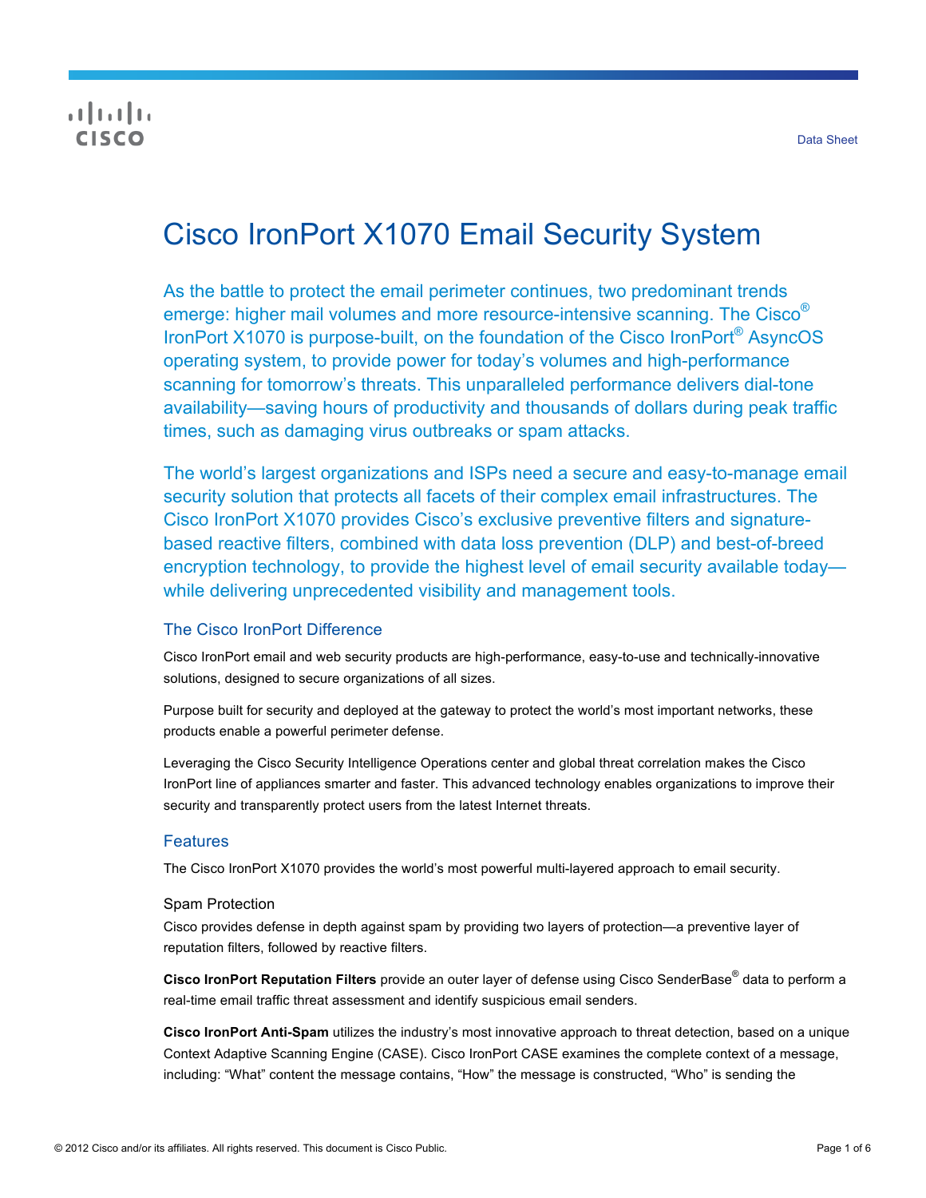Data Sheet

# Cisco IronPort X1070 Email Security System

As the battle to protect the email perimeter continues, two predominant trends emerge: higher mail volumes and more resource-intensive scanning. The Cisco® IronPort X1070 is purpose-built, on the foundation of the Cisco IronPort® AsyncOS operating system, to provide power for today's volumes and high-performance scanning for tomorrow's threats. This unparalleled performance delivers dial-tone availability—saving hours of productivity and thousands of dollars during peak traffic times, such as damaging virus outbreaks or spam attacks.

The world's largest organizations and ISPs need a secure and easy-to-manage email security solution that protects all facets of their complex email infrastructures. The Cisco IronPort X1070 provides Cisco's exclusive preventive filters and signature-based reactive filters, combined with data loss prevention (DLP) and best-of-breed encryption technology, to provide the highest level of email security available today—while delivering unprecedented visibility and management tools.

## The Cisco IronPort Difference

Cisco IronPort email and web security products are high-performance, easy-to-use and technically-innovative solutions, designed to secure organizations of all sizes.

Purpose built for security and deployed at the gateway to protect the world's most important networks, these products enable a powerful perimeter defense.

Leveraging the Cisco Security Intelligence Operations center and global threat correlation makes the Cisco IronPort line of appliances smarter and faster. This advanced technology enables organizations to improve their security and transparently protect users from the latest Internet threats.

## Features

The Cisco IronPort X1070 provides the world's most powerful multi-layered approach to email security.

### Spam Protection

Cisco provides defense in depth against spam by providing two layers of protection—a preventive layer of reputation filters, followed by reactive filters.

**Cisco IronPort Reputation Filters** provide an outer layer of defense using Cisco SenderBase® data to perform a real-time email traffic threat assessment and identify suspicious email senders.

**Cisco IronPort Anti-Spam** utilizes the industry's most innovative approach to threat detection, based on a unique Context Adaptive Scanning Engine (CASE). Cisco IronPort CASE examines the complete context of a message, including: "What" content the message contains, "How" the message is constructed, "Who" is sending the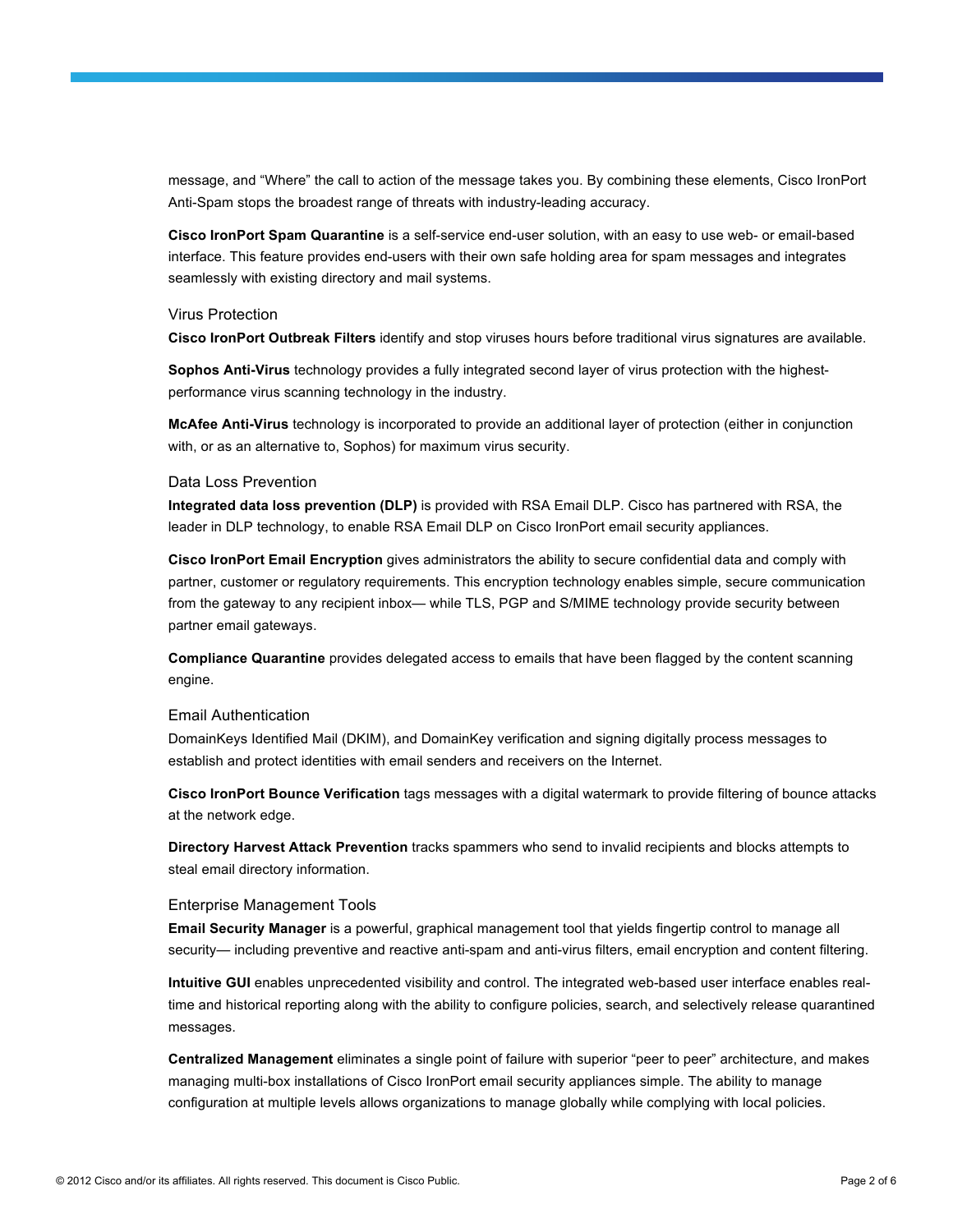message, and “Where” the call to action of the message takes you. By combining these elements, Cisco IronPort Anti-Spam stops the broadest range of threats with industry-leading accuracy.

**Cisco IronPort Spam Quarantine** is a self-service end-user solution, with an easy to use web- or email-based interface. This feature provides end-users with their own safe holding area for spam messages and integrates seamlessly with existing directory and mail systems.

### Virus Protection

**Cisco IronPort Outbreak Filters** identify and stop viruses hours before traditional virus signatures are available.

**Sophos Anti-Virus** technology provides a fully integrated second layer of virus protection with the highest-performance virus scanning technology in the industry.

**McAfee Anti-Virus** technology is incorporated to provide an additional layer of protection (either in conjunction with, or as an alternative to, Sophos) for maximum virus security.

### Data Loss Prevention

**Integrated data loss prevention (DLP)** is provided with RSA Email DLP. Cisco has partnered with RSA, the leader in DLP technology, to enable RSA Email DLP on Cisco IronPort email security appliances.

**Cisco IronPort Email Encryption** gives administrators the ability to secure confidential data and comply with partner, customer or regulatory requirements. This encryption technology enables simple, secure communication from the gateway to any recipient inbox— while TLS, PGP and S/MIME technology provide security between partner email gateways.

**Compliance Quarantine** provides delegated access to emails that have been flagged by the content scanning engine.

### Email Authentication

DomainKeys Identified Mail (DKIM), and DomainKey verification and signing digitally process messages to establish and protect identities with email senders and receivers on the Internet.

**Cisco IronPort Bounce Verification** tags messages with a digital watermark to provide filtering of bounce attacks at the network edge.

**Directory Harvest Attack Prevention** tracks spammers who send to invalid recipients and blocks attempts to steal email directory information.

### Enterprise Management Tools

**Email Security Manager** is a powerful, graphical management tool that yields fingertip control to manage all security— including preventive and reactive anti-spam and anti-virus filters, email encryption and content filtering.

**Intuitive GUI** enables unprecedented visibility and control. The integrated web-based user interface enables real-time and historical reporting along with the ability to configure policies, search, and selectively release quarantined messages.

**Centralized Management** eliminates a single point of failure with superior “peer to peer” architecture, and makes managing multi-box installations of Cisco IronPort email security appliances simple. The ability to manage configuration at multiple levels allows organizations to manage globally while complying with local policies.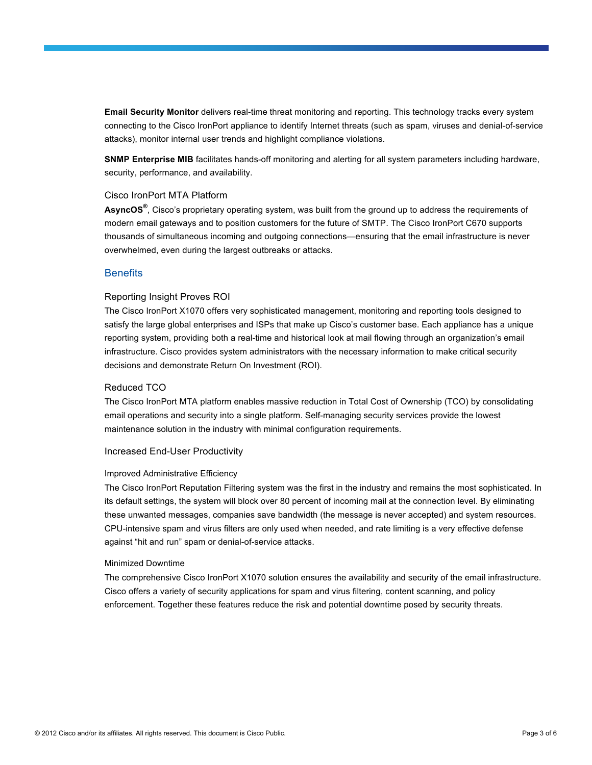**Email Security Monitor** delivers real-time threat monitoring and reporting. This technology tracks every system connecting to the Cisco IronPort appliance to identify Internet threats (such as spam, viruses and denial-of-service attacks), monitor internal user trends and highlight compliance violations.

**SNMP Enterprise MIB** facilitates hands-off monitoring and alerting for all system parameters including hardware, security, performance, and availability.

### Cisco IronPort MTA Platform

**AsyncOS®**, Cisco's proprietary operating system, was built from the ground up to address the requirements of modern email gateways and to position customers for the future of SMTP. The Cisco IronPort C670 supports thousands of simultaneous incoming and outgoing connections—ensuring that the email infrastructure is never overwhelmed, even during the largest outbreaks or attacks.

## Benefits

### Reporting Insight Proves ROI

The Cisco IronPort X1070 offers very sophisticated management, monitoring and reporting tools designed to satisfy the large global enterprises and ISPs that make up Cisco's customer base. Each appliance has a unique reporting system, providing both a real-time and historical look at mail flowing through an organization's email infrastructure. Cisco provides system administrators with the necessary information to make critical security decisions and demonstrate Return On Investment (ROI).

### Reduced TCO

The Cisco IronPort MTA platform enables massive reduction in Total Cost of Ownership (TCO) by consolidating email operations and security into a single platform. Self-managing security services provide the lowest maintenance solution in the industry with minimal configuration requirements.

### Increased End-User Productivity

#### Improved Administrative Efficiency

The Cisco IronPort Reputation Filtering system was the first in the industry and remains the most sophisticated. In its default settings, the system will block over 80 percent of incoming mail at the connection level. By eliminating these unwanted messages, companies save bandwidth (the message is never accepted) and system resources. CPU-intensive spam and virus filters are only used when needed, and rate limiting is a very effective defense against "hit and run" spam or denial-of-service attacks.

#### Minimized Downtime

The comprehensive Cisco IronPort X1070 solution ensures the availability and security of the email infrastructure. Cisco offers a variety of security applications for spam and virus filtering, content scanning, and policy enforcement. Together these features reduce the risk and potential downtime posed by security threats.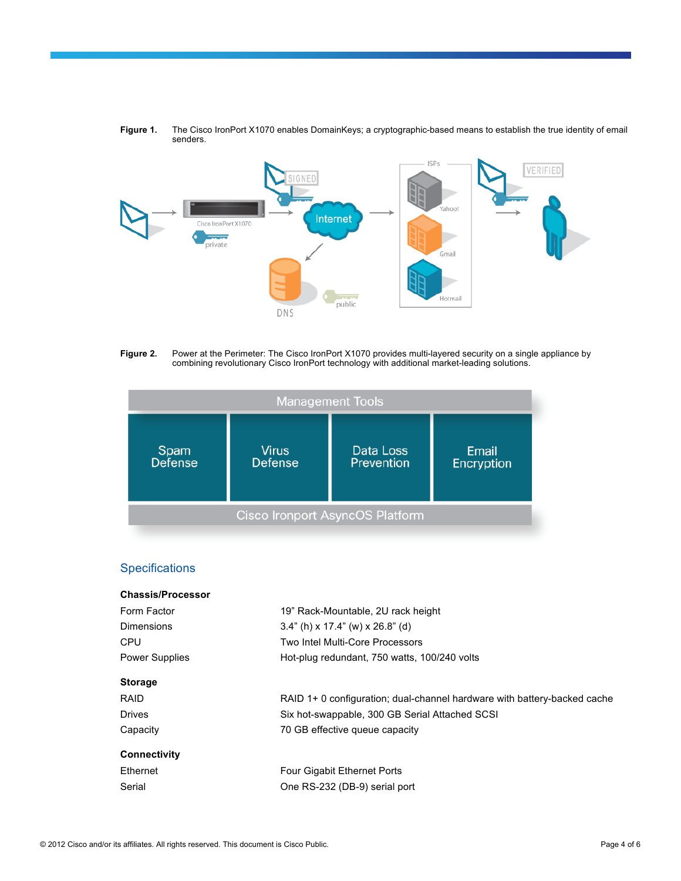**Figure 1.** The Cisco IronPort X1070 enables DomainKeys; a cryptographic-based means to establish the true identity of email senders.

**Figure 2.** Power at the Perimeter: The Cisco IronPort X1070 provides multi-layered security on a single appliance by combining revolutionary Cisco IronPort technology with additional market-leading solutions.

## Specifications

**Chassis/Processor**

| | |
|---|---|
| Form Factor | 19" Rack-Mountable, 2U rack height |
| Dimensions | 3.4" (h) x 17.4" (w) x 26.8" (d) |
| CPU | Two Intel Multi-Core Processors |
| Power Supplies | Hot-plug redundant, 750 watts, 100/240 volts |

**Storage**

| | |
|---|---|
| RAID | RAID 1+ 0 configuration; dual-channel hardware with battery-backed cache |
| Drives | Six hot-swappable, 300 GB Serial Attached SCSI |
| Capacity | 70 GB effective queue capacity |

**Connectivity**

| | |
|---|---|
| Ethernet | Four Gigabit Ethernet Ports |
| Serial | One RS-232 (DB-9) serial port |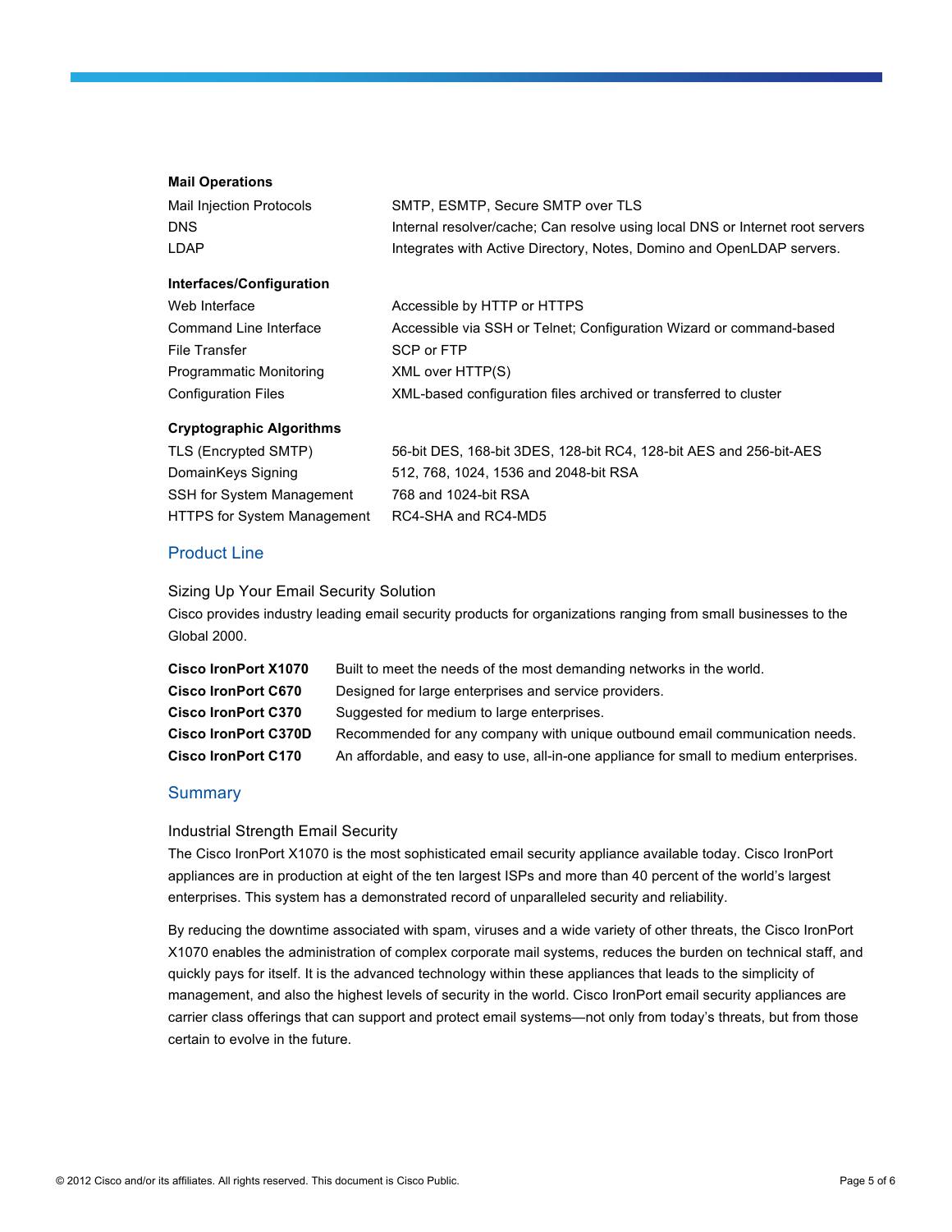**Mail Operations**

| | |
|---|---|
| Mail Injection Protocols | SMTP, ESMTP, Secure SMTP over TLS |
| DNS | Internal resolver/cache; Can resolve using local DNS or Internet root servers |
| LDAP | Integrates with Active Directory, Notes, Domino and OpenLDAP servers. |

**Interfaces/Configuration**

| | |
|---|---|
| Web Interface | Accessible by HTTP or HTTPS |
| Command Line Interface | Accessible via SSH or Telnet; Configuration Wizard or command-based |
| File Transfer | SCP or FTP |
| Programmatic Monitoring | XML over HTTP(S) |
| Configuration Files | XML-based configuration files archived or transferred to cluster |

**Cryptographic Algorithms**

| | |
|---|---|
| TLS (Encrypted SMTP) | 56-bit DES, 168-bit 3DES, 128-bit RC4, 128-bit AES and 256-bit-AES |
| DomainKeys Signing | 512, 768, 1024, 1536 and 2048-bit RSA |
| SSH for System Management | 768 and 1024-bit RSA |
| HTTPS for System Management | RC4-SHA and RC4-MD5 |

## Product Line

### Sizing Up Your Email Security Solution

Cisco provides industry leading email security products for organizations ranging from small businesses to the Global 2000.

| | |
|---|---|
| **Cisco IronPort X1070** | Built to meet the needs of the most demanding networks in the world. |
| **Cisco IronPort C670** | Designed for large enterprises and service providers. |
| **Cisco IronPort C370** | Suggested for medium to large enterprises. |
| **Cisco IronPort C370D** | Recommended for any company with unique outbound email communication needs. |
| **Cisco IronPort C170** | An affordable, and easy to use, all-in-one appliance for small to medium enterprises. |

## Summary

### Industrial Strength Email Security

The Cisco IronPort X1070 is the most sophisticated email security appliance available today. Cisco IronPort appliances are in production at eight of the ten largest ISPs and more than 40 percent of the world's largest enterprises. This system has a demonstrated record of unparalleled security and reliability.

By reducing the downtime associated with spam, viruses and a wide variety of other threats, the Cisco IronPort X1070 enables the administration of complex corporate mail systems, reduces the burden on technical staff, and quickly pays for itself. It is the advanced technology within these appliances that leads to the simplicity of management, and also the highest levels of security in the world. Cisco IronPort email security appliances are carrier class offerings that can support and protect email systems—not only from today's threats, but from those certain to evolve in the future.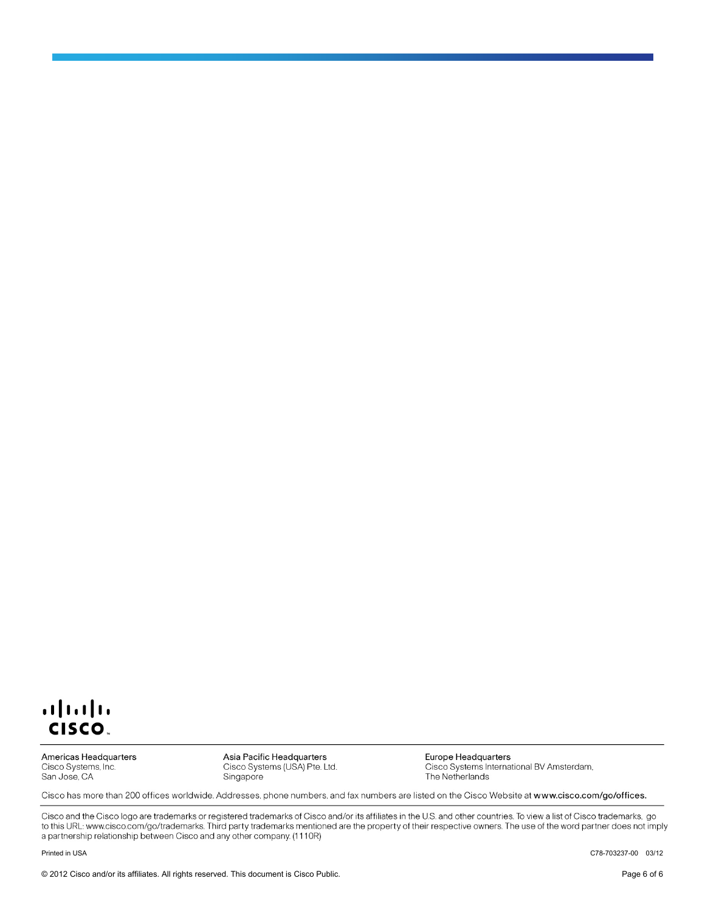Americas Headquarters
Cisco Systems, Inc.
San Jose, CA

Asia Pacific Headquarters
Cisco Systems (USA) Pte. Ltd.
Singapore

Europe Headquarters
Cisco Systems International BV Amsterdam,
The Netherlands

Cisco has more than 200 offices worldwide. Addresses, phone numbers, and fax numbers are listed on the Cisco Website at **www.cisco.com/go/offices.**

Cisco and the Cisco logo are trademarks or registered trademarks of Cisco and/or its affiliates in the U.S. and other countries. To view a list of Cisco trademarks, go to this URL: www.cisco.com/go/trademarks. Third party trademarks mentioned are the property of their respective owners. The use of the word partner does not imply a partnership relationship between Cisco and any other company. (1110R)

Printed in USA C78-703237-00 03/12

© 2012 Cisco and/or its affiliates. All rights reserved. This document is Cisco Public.